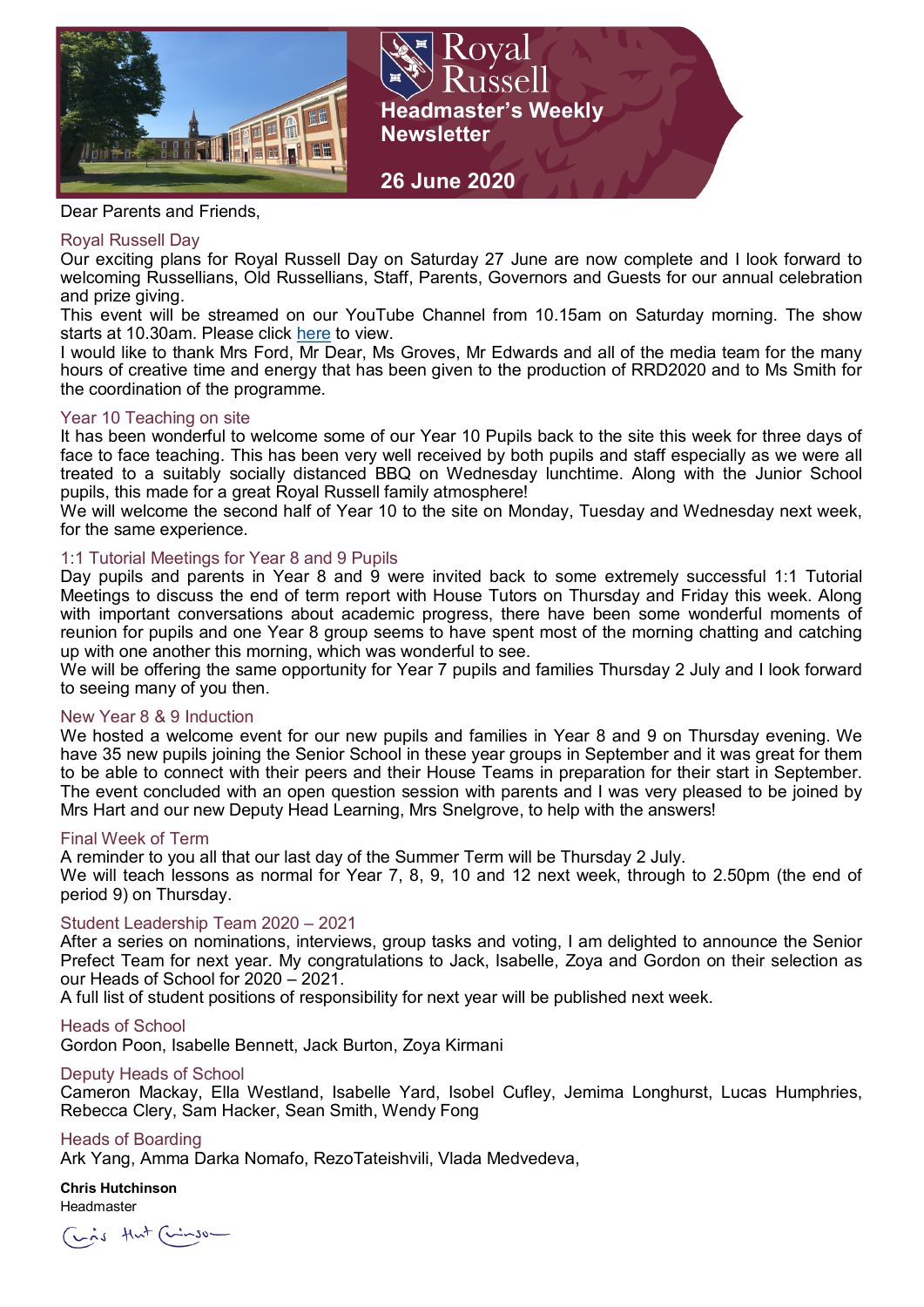# Royal Russell

## Headmaster's Weekly Newsletter

## 26 June 2020

Dear Parents and Friends,

### Royal Russell Day

Our exciting plans for Royal Russell Day on Saturday 27 June are now complete and I look forward to welcoming Russellians, Old Russellians, Staff, Parents, Governors and Guests for our annual celebration and prize giving.

This event will be streamed on our YouTube Channel from 10.15am on Saturday morning. The show starts at 10.30am. Please click here to view.

I would like to thank Mrs Ford, Mr Dear, Ms Groves, Mr Edwards and all of the media team for the many hours of creative time and energy that has been given to the production of RRD2020 and to Ms Smith for the coordination of the programme.

### Year 10 Teaching on site

It has been wonderful to welcome some of our Year 10 Pupils back to the site this week for three days of face to face teaching. This has been very well received by both pupils and staff especially as we were all treated to a suitably socially distanced BBQ on Wednesday lunchtime. Along with the Junior School pupils, this made for a great Royal Russell family atmosphere!

We will welcome the second half of Year 10 to the site on Monday, Tuesday and Wednesday next week, for the same experience.

### 1:1 Tutorial Meetings for Year 8 and 9 Pupils

Day pupils and parents in Year 8 and 9 were invited back to some extremely successful 1:1 Tutorial Meetings to discuss the end of term report with House Tutors on Thursday and Friday this week. Along with important conversations about academic progress, there have been some wonderful moments of reunion for pupils and one Year 8 group seems to have spent most of the morning chatting and catching up with one another this morning, which was wonderful to see.

We will be offering the same opportunity for Year 7 pupils and families Thursday 2 July and I look forward to seeing many of you then.

### New Year 8 & 9 Induction

We hosted a welcome event for our new pupils and families in Year 8 and 9 on Thursday evening. We have 35 new pupils joining the Senior School in these year groups in September and it was great for them to be able to connect with their peers and their House Teams in preparation for their start in September. The event concluded with an open question session with parents and I was very pleased to be joined by Mrs Hart and our new Deputy Head Learning, Mrs Snelgrove, to help with the answers!

### Final Week of Term

A reminder to you all that our last day of the Summer Term will be Thursday 2 July.

We will teach lessons as normal for Year 7, 8, 9, 10 and 12 next week, through to 2.50pm (the end of period 9) on Thursday.

### Student Leadership Team 2020 – 2021

After a series on nominations, interviews, group tasks and voting, I am delighted to announce the Senior Prefect Team for next year. My congratulations to Jack, Isabelle, Zoya and Gordon on their selection as our Heads of School for 2020 – 2021.

A full list of student positions of responsibility for next year will be published next week.

### Heads of School

Gordon Poon, Isabelle Bennett, Jack Burton, Zoya Kirmani

### Deputy Heads of School

Cameron Mackay, Ella Westland, Isabelle Yard, Isobel Cufley, Jemima Longhurst, Lucas Humphries, Rebecca Clery, Sam Hacker, Sean Smith, Wendy Fong

### Heads of Boarding

Ark Yang, Amma Darka Nomafo, RezoTateishvili, Vlada Medvedeva,

**Chris Hutchinson**
Headmaster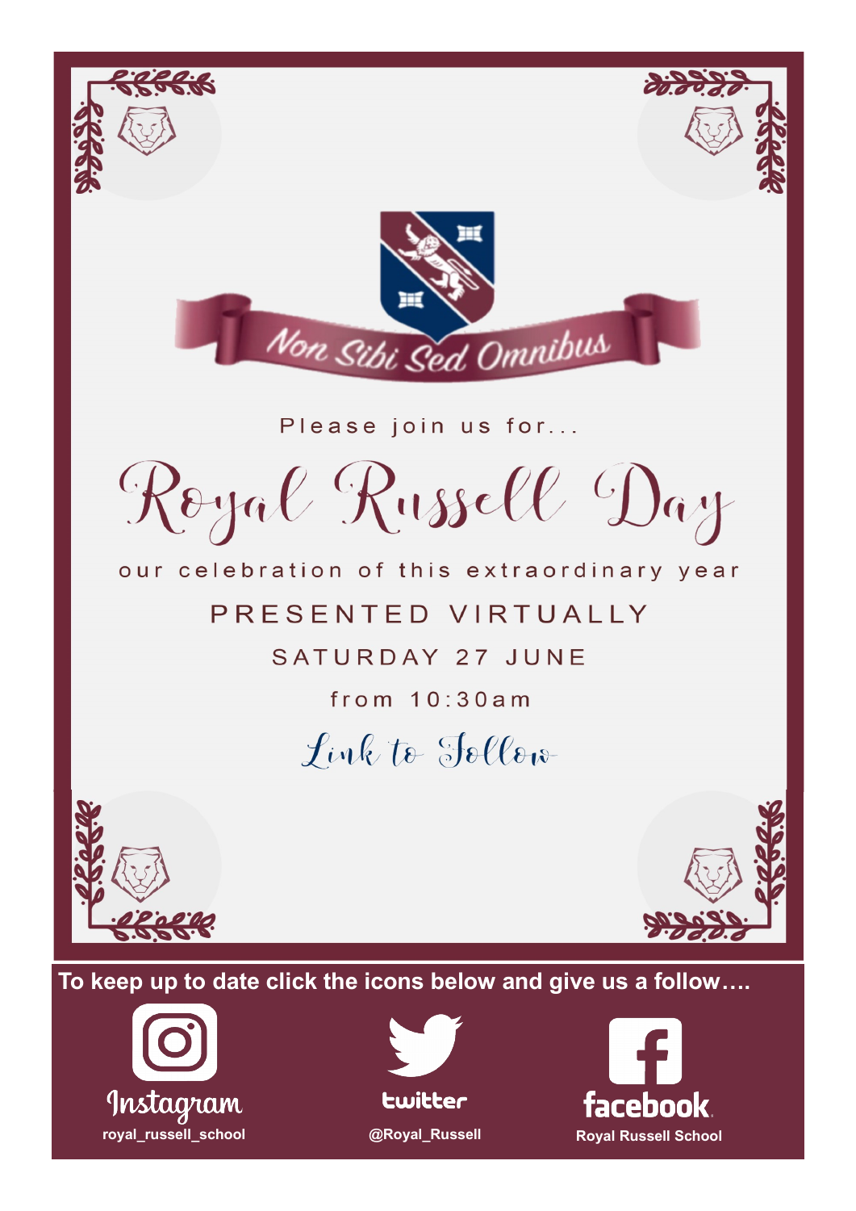Non Sibi Sed Omnibus

Please join us for...

# Royal Russell Day

our celebration of this extraordinary year

PRESENTED VIRTUALLY

SATURDAY 27 JUNE

from 10:30am

*Link to Follow*

**To keep up to date click the icons below and give us a follow….**

Instagram
**royal_russell_school**

twitter
**@Royal_Russell**

facebook
**Royal Russell School**